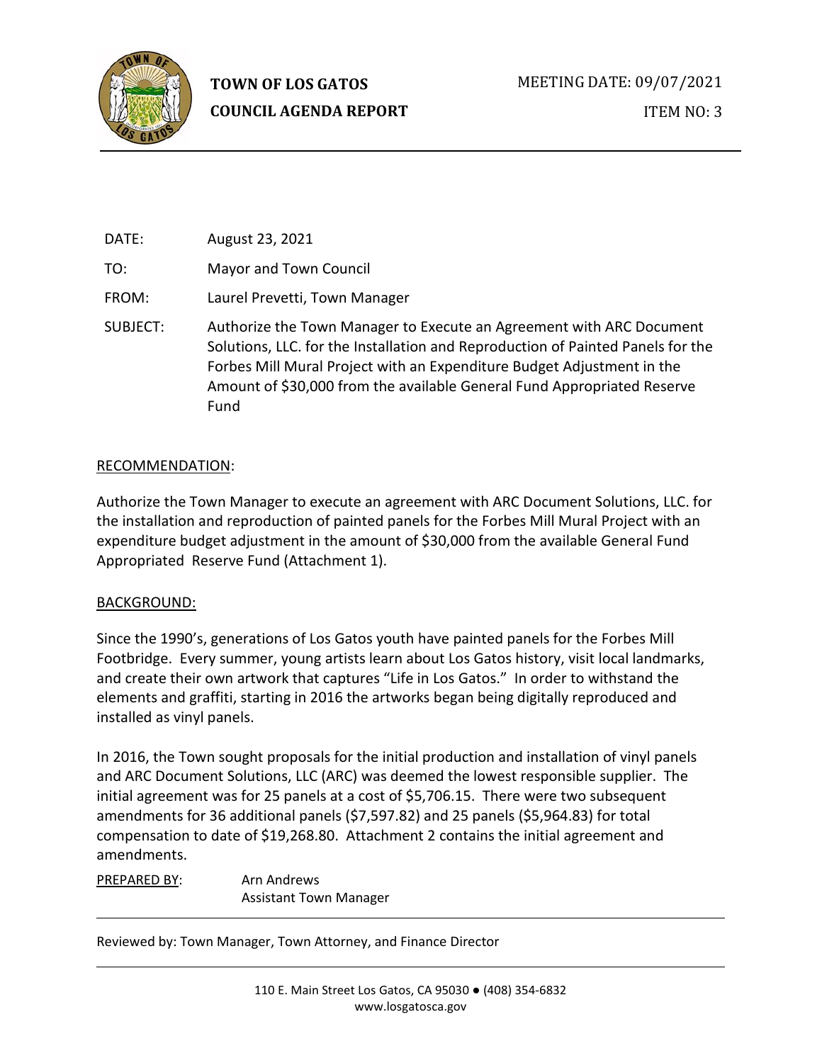**TOWN OF LOS GATOS**
**COUNCIL AGENDA REPORT**

MEETING DATE: 09/07/2021

ITEM NO: 3

DATE: August 23, 2021

TO: Mayor and Town Council

FROM: Laurel Prevetti, Town Manager

SUBJECT: Authorize the Town Manager to Execute an Agreement with ARC Document Solutions, LLC. for the Installation and Reproduction of Painted Panels for the Forbes Mill Mural Project with an Expenditure Budget Adjustment in the Amount of $30,000 from the available General Fund Appropriated Reserve Fund

RECOMMENDATION:

Authorize the Town Manager to execute an agreement with ARC Document Solutions, LLC. for the installation and reproduction of painted panels for the Forbes Mill Mural Project with an expenditure budget adjustment in the amount of $30,000 from the available General Fund Appropriated Reserve Fund (Attachment 1).

BACKGROUND:

Since the 1990's, generations of Los Gatos youth have painted panels for the Forbes Mill Footbridge. Every summer, young artists learn about Los Gatos history, visit local landmarks, and create their own artwork that captures "Life in Los Gatos." In order to withstand the elements and graffiti, starting in 2016 the artworks began being digitally reproduced and installed as vinyl panels.

In 2016, the Town sought proposals for the initial production and installation of vinyl panels and ARC Document Solutions, LLC (ARC) was deemed the lowest responsible supplier. The initial agreement was for 25 panels at a cost of $5,706.15. There were two subsequent amendments for 36 additional panels ($7,597.82) and 25 panels ($5,964.83) for total compensation to date of $19,268.80. Attachment 2 contains the initial agreement and amendments.

PREPARED BY: Arn Andrews
Assistant Town Manager

Reviewed by: Town Manager, Town Attorney, and Finance Director

110 E. Main Street Los Gatos, CA 95030 ● (408) 354-6832
www.losgatosca.gov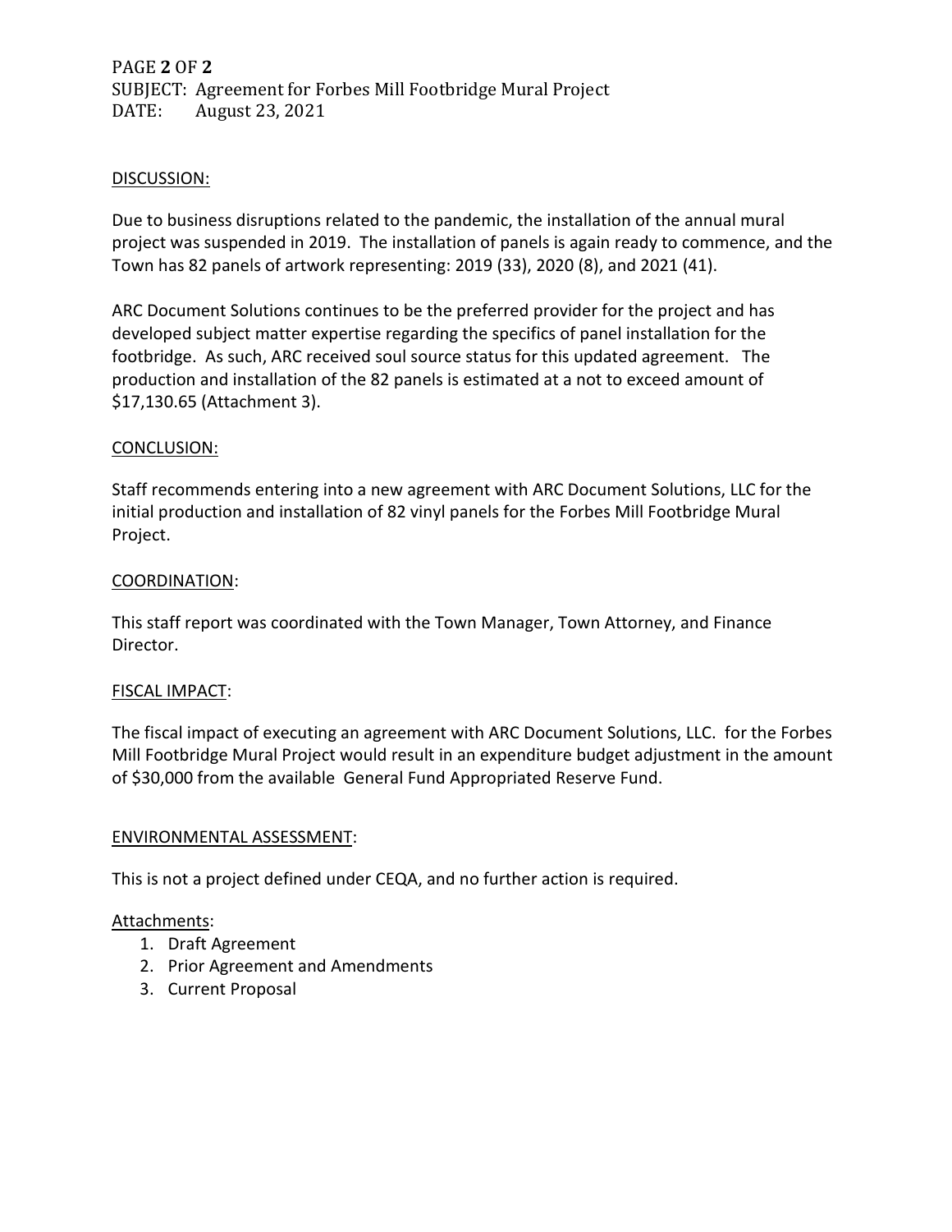DISCUSSION:

Due to business disruptions related to the pandemic, the installation of the annual mural project was suspended in 2019. The installation of panels is again ready to commence, and the Town has 82 panels of artwork representing: 2019 (33), 2020 (8), and 2021 (41).

ARC Document Solutions continues to be the preferred provider for the project and has developed subject matter expertise regarding the specifics of panel installation for the footbridge. As such, ARC received soul source status for this updated agreement. The production and installation of the 82 panels is estimated at a not to exceed amount of $17,130.65 (Attachment 3).

CONCLUSION:

Staff recommends entering into a new agreement with ARC Document Solutions, LLC for the initial production and installation of 82 vinyl panels for the Forbes Mill Footbridge Mural Project.

COORDINATION:

This staff report was coordinated with the Town Manager, Town Attorney, and Finance Director.

FISCAL IMPACT:

The fiscal impact of executing an agreement with ARC Document Solutions, LLC. for the Forbes Mill Footbridge Mural Project would result in an expenditure budget adjustment in the amount of $30,000 from the available General Fund Appropriated Reserve Fund.

ENVIRONMENTAL ASSESSMENT:

This is not a project defined under CEQA, and no further action is required.

Attachments:

1. Draft Agreement
2. Prior Agreement and Amendments
3. Current Proposal